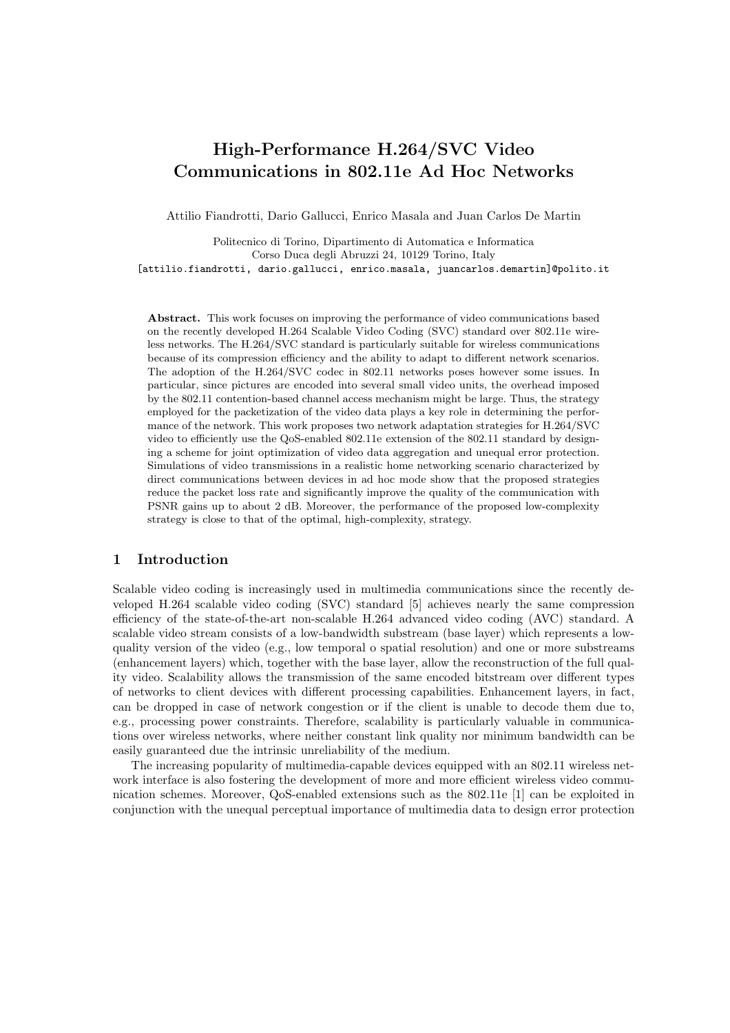# High-Performance H.264/SVC Video Communications in 802.11e Ad Hoc Networks

Attilio Fiandrotti, Dario Gallucci, Enrico Masala and Juan Carlos De Martin

Politecnico di Torino, Dipartimento di Automatica e Informatica
Corso Duca degli Abruzzi 24, 10129 Torino, Italy
[attilio.fiandrotti, dario.gallucci, enrico.masala, juancarlos.demartin]@polito.it

**Abstract.** This work focuses on improving the performance of video communications based on the recently developed H.264 Scalable Video Coding (SVC) standard over 802.11e wireless networks. The H.264/SVC standard is particularly suitable for wireless communications because of its compression efficiency and the ability to adapt to different network scenarios. The adoption of the H.264/SVC codec in 802.11 networks poses however some issues. In particular, since pictures are encoded into several small video units, the overhead imposed by the 802.11 contention-based channel access mechanism might be large. Thus, the strategy employed for the packetization of the video data plays a key role in determining the performance of the network. This work proposes two network adaptation strategies for H.264/SVC video to efficiently use the QoS-enabled 802.11e extension of the 802.11 standard by designing a scheme for joint optimization of video data aggregation and unequal error protection. Simulations of video transmissions in a realistic home networking scenario characterized by direct communications between devices in ad hoc mode show that the proposed strategies reduce the packet loss rate and significantly improve the quality of the communication with PSNR gains up to about 2 dB. Moreover, the performance of the proposed low-complexity strategy is close to that of the optimal, high-complexity, strategy.

## 1 Introduction

Scalable video coding is increasingly used in multimedia communications since the recently developed H.264 scalable video coding (SVC) standard [5] achieves nearly the same compression efficiency of the state-of-the-art non-scalable H.264 advanced video coding (AVC) standard. A scalable video stream consists of a low-bandwidth substream (base layer) which represents a low-quality version of the video (e.g., low temporal o spatial resolution) and one or more substreams (enhancement layers) which, together with the base layer, allow the reconstruction of the full quality video. Scalability allows the transmission of the same encoded bitstream over different types of networks to client devices with different processing capabilities. Enhancement layers, in fact, can be dropped in case of network congestion or if the client is unable to decode them due to, e.g., processing power constraints. Therefore, scalability is particularly valuable in communications over wireless networks, where neither constant link quality nor minimum bandwidth can be easily guaranteed due the intrinsic unreliability of the medium.

The increasing popularity of multimedia-capable devices equipped with an 802.11 wireless network interface is also fostering the development of more and more efficient wireless video communication schemes. Moreover, QoS-enabled extensions such as the 802.11e [1] can be exploited in conjunction with the unequal perceptual importance of multimedia data to design error protection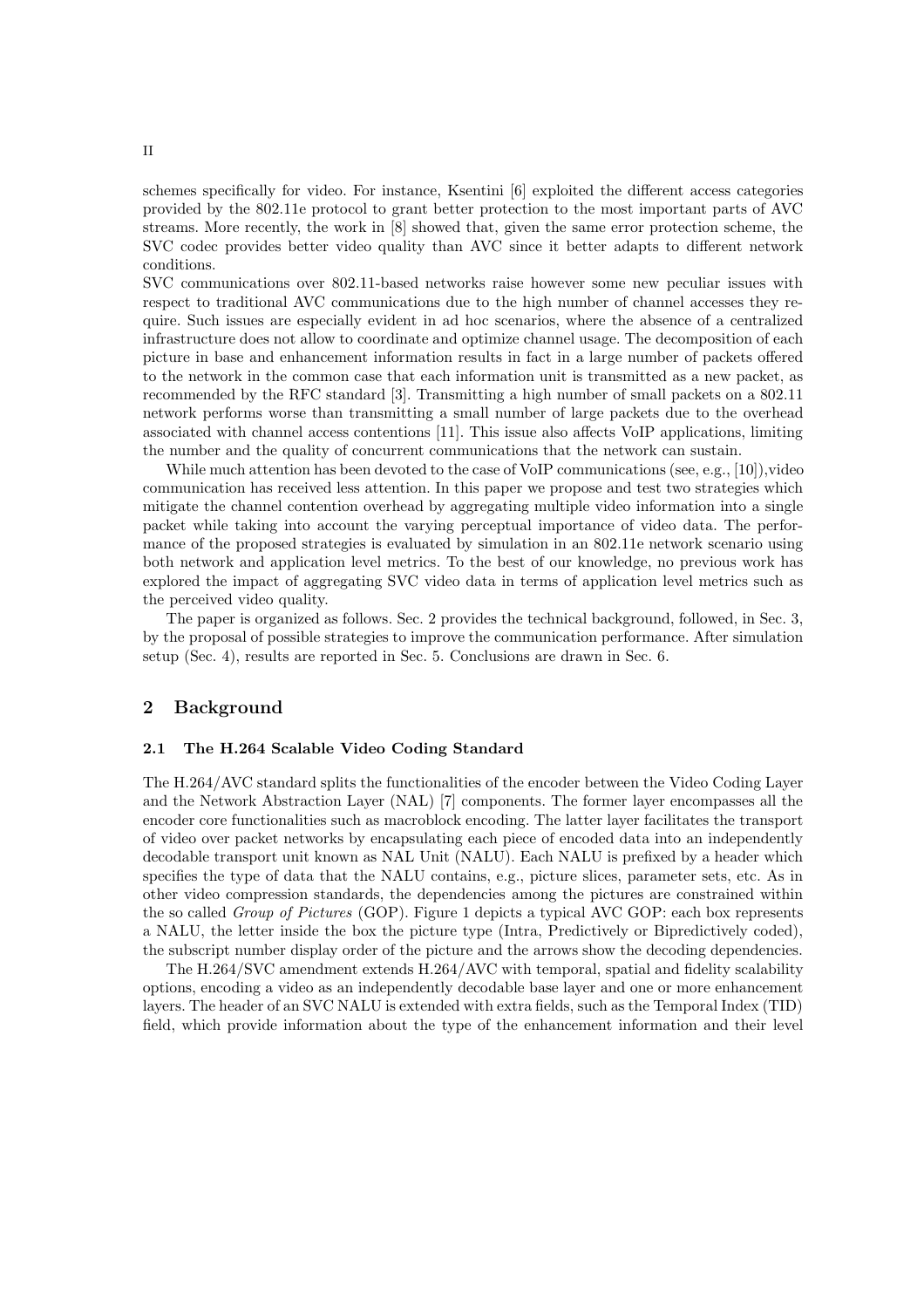schemes specifically for video. For instance, Ksentini [6] exploited the different access categories provided by the 802.11e protocol to grant better protection to the most important parts of AVC streams. More recently, the work in [8] showed that, given the same error protection scheme, the SVC codec provides better video quality than AVC since it better adapts to different network conditions.

SVC communications over 802.11-based networks raise however some new peculiar issues with respect to traditional AVC communications due to the high number of channel accesses they require. Such issues are especially evident in ad hoc scenarios, where the absence of a centralized infrastructure does not allow to coordinate and optimize channel usage. The decomposition of each picture in base and enhancement information results in fact in a large number of packets offered to the network in the common case that each information unit is transmitted as a new packet, as recommended by the RFC standard [3]. Transmitting a high number of small packets on a 802.11 network performs worse than transmitting a small number of large packets due to the overhead associated with channel access contentions [11]. This issue also affects VoIP applications, limiting the number and the quality of concurrent communications that the network can sustain.

While much attention has been devoted to the case of VoIP communications (see, e.g., [10]),video communication has received less attention. In this paper we propose and test two strategies which mitigate the channel contention overhead by aggregating multiple video information into a single packet while taking into account the varying perceptual importance of video data. The performance of the proposed strategies is evaluated by simulation in an 802.11e network scenario using both network and application level metrics. To the best of our knowledge, no previous work has explored the impact of aggregating SVC video data in terms of application level metrics such as the perceived video quality.

The paper is organized as follows. Sec. 2 provides the technical background, followed, in Sec. 3, by the proposal of possible strategies to improve the communication performance. After simulation setup (Sec. 4), results are reported in Sec. 5. Conclusions are drawn in Sec. 6.

## 2 Background

### 2.1 The H.264 Scalable Video Coding Standard

The H.264/AVC standard splits the functionalities of the encoder between the Video Coding Layer and the Network Abstraction Layer (NAL) [7] components. The former layer encompasses all the encoder core functionalities such as macroblock encoding. The latter layer facilitates the transport of video over packet networks by encapsulating each piece of encoded data into an independently decodable transport unit known as NAL Unit (NALU). Each NALU is prefixed by a header which specifies the type of data that the NALU contains, e.g., picture slices, parameter sets, etc. As in other video compression standards, the dependencies among the pictures are constrained within the so called *Group of Pictures* (GOP). Figure 1 depicts a typical AVC GOP: each box represents a NALU, the letter inside the box the picture type (Intra, Predictively or Bipredictively coded), the subscript number display order of the picture and the arrows show the decoding dependencies.

The H.264/SVC amendment extends H.264/AVC with temporal, spatial and fidelity scalability options, encoding a video as an independently decodable base layer and one or more enhancement layers. The header of an SVC NALU is extended with extra fields, such as the Temporal Index (TID) field, which provide information about the type of the enhancement information and their level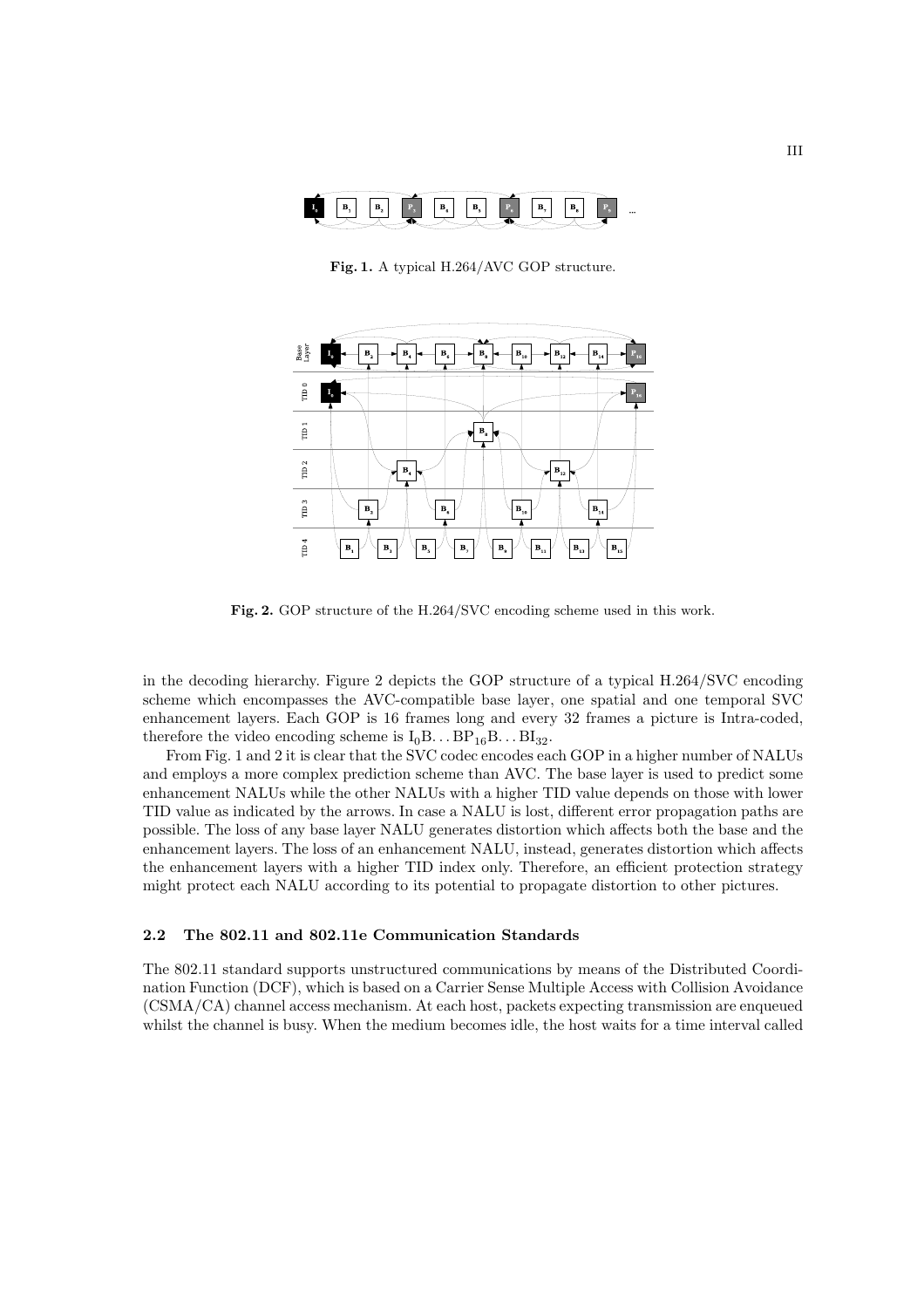Fig. 1. A typical H.264/AVC GOP structure.

Fig. 2. GOP structure of the H.264/SVC encoding scheme used in this work.

in the decoding hierarchy. Figure 2 depicts the GOP structure of a typical H.264/SVC encoding scheme which encompasses the AVC-compatible base layer, one spatial and one temporal SVC enhancement layers. Each GOP is 16 frames long and every 32 frames a picture is Intra-coded, therefore the video encoding scheme is $I_0B \ldots BP_{16}B \ldots BI_{32}$.

From Fig. 1 and 2 it is clear that the SVC codec encodes each GOP in a higher number of NALUs and employs a more complex prediction scheme than AVC. The base layer is used to predict some enhancement NALUs while the other NALUs with a higher TID value depends on those with lower TID value as indicated by the arrows. In case a NALU is lost, different error propagation paths are possible. The loss of any base layer NALU generates distortion which affects both the base and the enhancement layers. The loss of an enhancement NALU, instead, generates distortion which affects the enhancement layers with a higher TID index only. Therefore, an efficient protection strategy might protect each NALU according to its potential to propagate distortion to other pictures.

### 2.2 The 802.11 and 802.11e Communication Standards

The 802.11 standard supports unstructured communications by means of the Distributed Coordination Function (DCF), which is based on a Carrier Sense Multiple Access with Collision Avoidance (CSMA/CA) channel access mechanism. At each host, packets expecting transmission are enqueued whilst the channel is busy. When the medium becomes idle, the host waits for a time interval called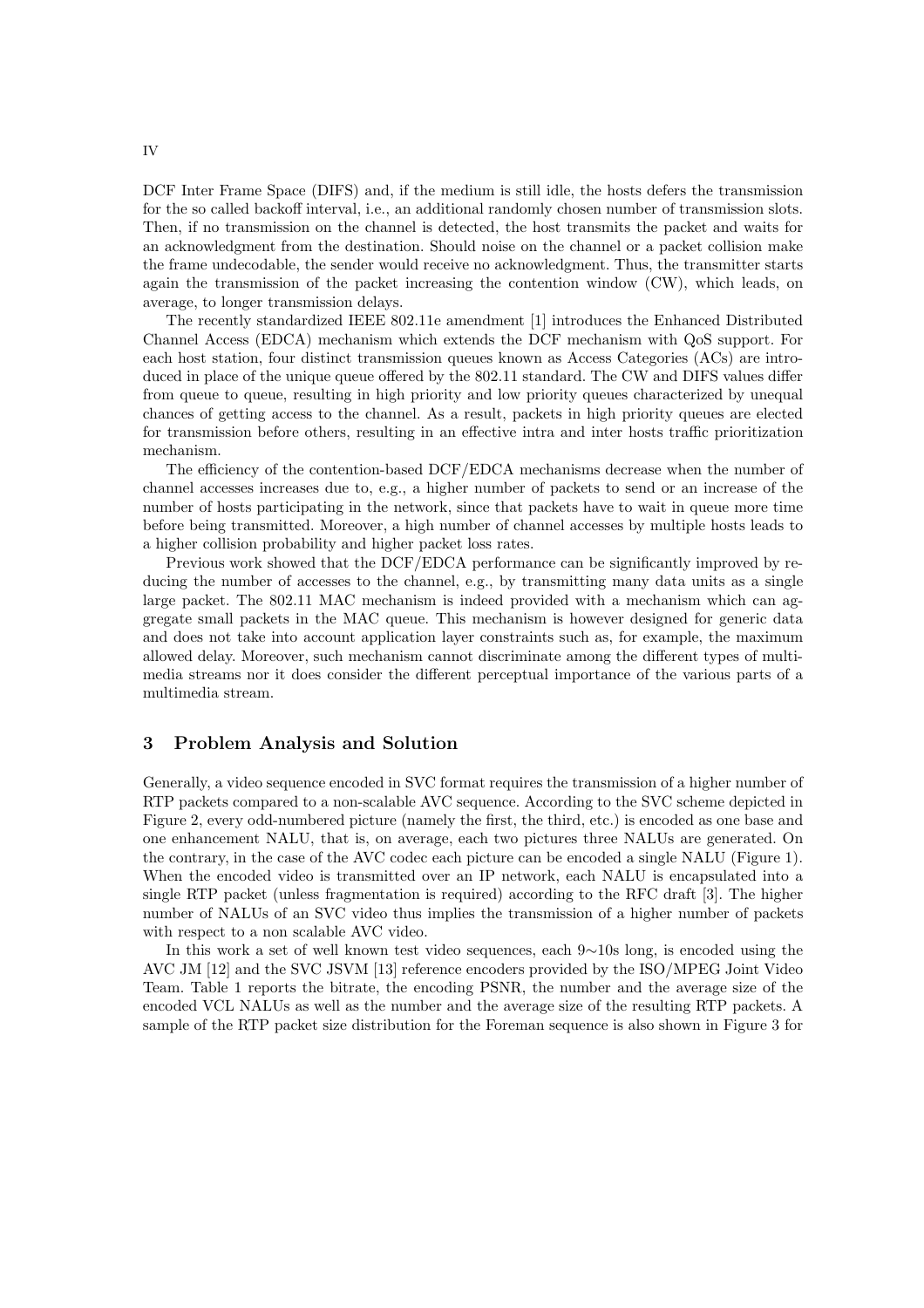DCF Inter Frame Space (DIFS) and, if the medium is still idle, the hosts defers the transmission for the so called backoff interval, i.e., an additional randomly chosen number of transmission slots. Then, if no transmission on the channel is detected, the host transmits the packet and waits for an acknowledgment from the destination. Should noise on the channel or a packet collision make the frame undecodable, the sender would receive no acknowledgment. Thus, the transmitter starts again the transmission of the packet increasing the contention window (CW), which leads, on average, to longer transmission delays.

The recently standardized IEEE 802.11e amendment [1] introduces the Enhanced Distributed Channel Access (EDCA) mechanism which extends the DCF mechanism with QoS support. For each host station, four distinct transmission queues known as Access Categories (ACs) are introduced in place of the unique queue offered by the 802.11 standard. The CW and DIFS values differ from queue to queue, resulting in high priority and low priority queues characterized by unequal chances of getting access to the channel. As a result, packets in high priority queues are elected for transmission before others, resulting in an effective intra and inter hosts traffic prioritization mechanism.

The efficiency of the contention-based DCF/EDCA mechanisms decrease when the number of channel accesses increases due to, e.g., a higher number of packets to send or an increase of the number of hosts participating in the network, since that packets have to wait in queue more time before being transmitted. Moreover, a high number of channel accesses by multiple hosts leads to a higher collision probability and higher packet loss rates.

Previous work showed that the DCF/EDCA performance can be significantly improved by reducing the number of accesses to the channel, e.g., by transmitting many data units as a single large packet. The 802.11 MAC mechanism is indeed provided with a mechanism which can aggregate small packets in the MAC queue. This mechanism is however designed for generic data and does not take into account application layer constraints such as, for example, the maximum allowed delay. Moreover, such mechanism cannot discriminate among the different types of multimedia streams nor it does consider the different perceptual importance of the various parts of a multimedia stream.

## 3 Problem Analysis and Solution

Generally, a video sequence encoded in SVC format requires the transmission of a higher number of RTP packets compared to a non-scalable AVC sequence. According to the SVC scheme depicted in Figure 2, every odd-numbered picture (namely the first, the third, etc.) is encoded as one base and one enhancement NALU, that is, on average, each two pictures three NALUs are generated. On the contrary, in the case of the AVC codec each picture can be encoded a single NALU (Figure 1). When the encoded video is transmitted over an IP network, each NALU is encapsulated into a single RTP packet (unless fragmentation is required) according to the RFC draft [3]. The higher number of NALUs of an SVC video thus implies the transmission of a higher number of packets with respect to a non scalable AVC video.

In this work a set of well known test video sequences, each 9$\sim$10s long, is encoded using the AVC JM [12] and the SVC JSVM [13] reference encoders provided by the ISO/MPEG Joint Video Team. Table 1 reports the bitrate, the encoding PSNR, the number and the average size of the encoded VCL NALUs as well as the number and the average size of the resulting RTP packets. A sample of the RTP packet size distribution for the Foreman sequence is also shown in Figure 3 for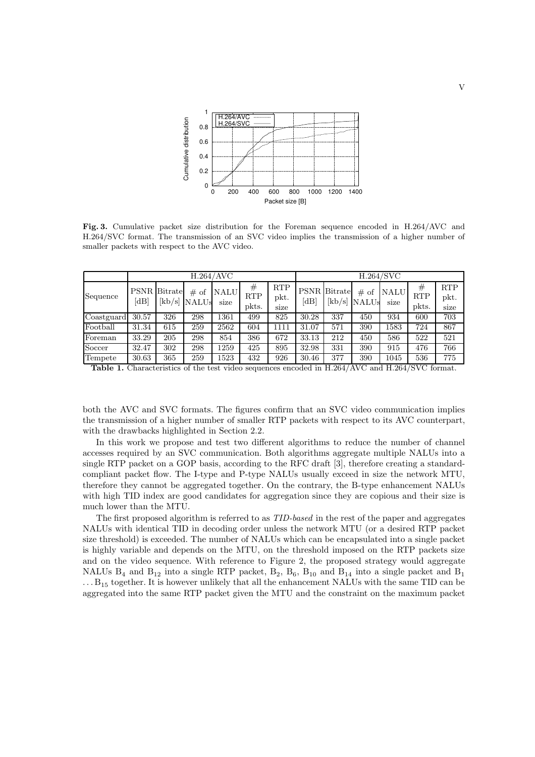**Fig. 3.** Cumulative packet size distribution for the Foreman sequence encoded in H.264/AVC and H.264/SVC format. The transmission of an SVC video implies the transmission of a higher number of smaller packets with respect to the AVC video.

| Sequence | H.264/AVC | | | | | | H.264/SVC | | | | | |
|---|---|---|---|---|---|---|---|---|---|---|---|---|
| | PSNR [dB] | Bitrate [kb/s] | # of NALUs | NALU size | # RTP pkts. | RTP pkt. size | PSNR [dB] | Bitrate [kb/s] | # of NALUs | NALU size | # RTP pkts. | RTP pkt. size |
| Coastguard | 30.57 | 326 | 298 | 1361 | 499 | 825 | 30.28 | 337 | 450 | 934 | 600 | 703 |
| Football | 31.34 | 615 | 259 | 2562 | 604 | 1111 | 31.07 | 571 | 390 | 1583 | 724 | 867 |
| Foreman | 33.29 | 205 | 298 | 854 | 386 | 672 | 33.13 | 212 | 450 | 586 | 522 | 521 |
| Soccer | 32.47 | 302 | 298 | 1259 | 425 | 895 | 32.98 | 331 | 390 | 915 | 476 | 766 |
| Tempete | 30.63 | 365 | 259 | 1523 | 432 | 926 | 30.46 | 377 | 390 | 1045 | 536 | 775 |

**Table 1.** Characteristics of the test video sequences encoded in H.264/AVC and H.264/SVC format.

both the AVC and SVC formats. The figures confirm that an SVC video communication implies the transmission of a higher number of smaller RTP packets with respect to its AVC counterpart, with the drawbacks highlighted in Section 2.2.

In this work we propose and test two different algorithms to reduce the number of channel accesses required by an SVC communication. Both algorithms aggregate multiple NALUs into a single RTP packet on a GOP basis, according to the RFC draft [3], therefore creating a standard-compliant packet flow. The I-type and P-type NALUs usually exceed in size the network MTU, therefore they cannot be aggregated together. On the contrary, the B-type enhancement NALUs with high TID index are good candidates for aggregation since they are copious and their size is much lower than the MTU.

The first proposed algorithm is referred to as *TID-based* in the rest of the paper and aggregates NALUs with identical TID in decoding order unless the network MTU (or a desired RTP packet size threshold) is exceeded. The number of NALUs which can be encapsulated into a single packet is highly variable and depends on the MTU, on the threshold imposed on the RTP packets size and on the video sequence. With reference to Figure 2, the proposed strategy would aggregate NALUs $B_4$ and $B_{12}$ into a single RTP packet, $B_2$, $B_6$, $B_{10}$ and $B_{14}$ into a single packet and $B_1 \ldots B_{15}$ together. It is however unlikely that all the enhancement NALUs with the same TID can be aggregated into the same RTP packet given the MTU and the constraint on the maximum packet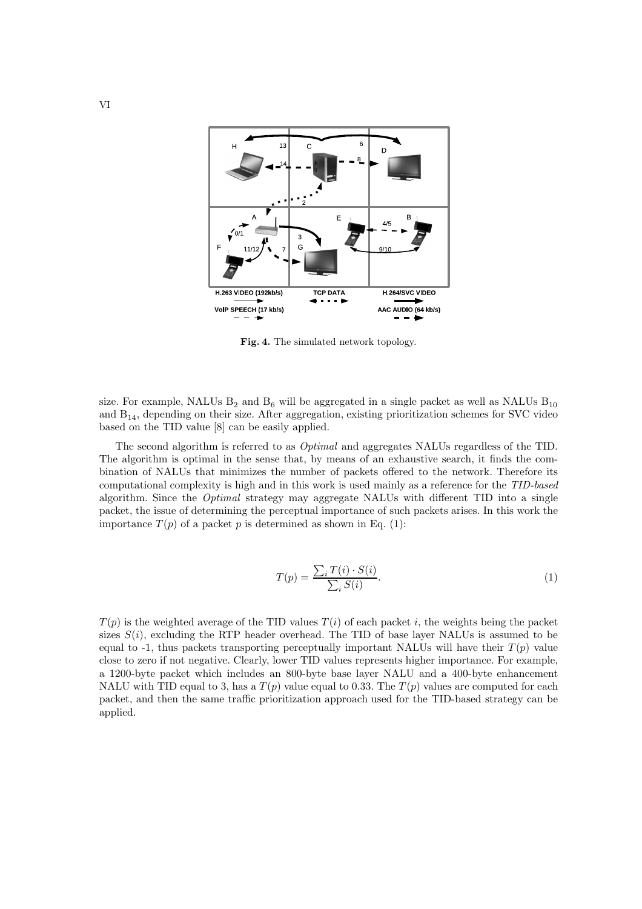Fig. 4. The simulated network topology.

size. For example, NALUs $B_2$ and $B_6$ will be aggregated in a single packet as well as NALUs $B_{10}$ and $B_{14}$, depending on their size. After aggregation, existing prioritization schemes for SVC video based on the TID value [8] can be easily applied.

The second algorithm is referred to as *Optimal* and aggregates NALUs regardless of the TID. The algorithm is optimal in the sense that, by means of an exhaustive search, it finds the combination of NALUs that minimizes the number of packets offered to the network. Therefore its computational complexity is high and in this work is used mainly as a reference for the *TID-based* algorithm. Since the *Optimal* strategy may aggregate NALUs with different TID into a single packet, the issue of determining the perceptual importance of such packets arises. In this work the importance $T(p)$ of a packet $p$ is determined as shown in Eq. (1):

$$T(p) = \frac{\sum_i T(i) \cdot S(i)}{\sum_i S(i)}. \tag{1}$$

$T(p)$ is the weighted average of the TID values $T(i)$ of each packet $i$, the weights being the packet sizes $S(i)$, excluding the RTP header overhead. The TID of base layer NALUs is assumed to be equal to -1, thus packets transporting perceptually important NALUs will have their $T(p)$ value close to zero if not negative. Clearly, lower TID values represents higher importance. For example, a 1200-byte packet which includes an 800-byte base layer NALU and a 400-byte enhancement NALU with TID equal to 3, has a $T(p)$ value equal to 0.33. The $T(p)$ values are computed for each packet, and then the same traffic prioritization approach used for the TID-based strategy can be applied.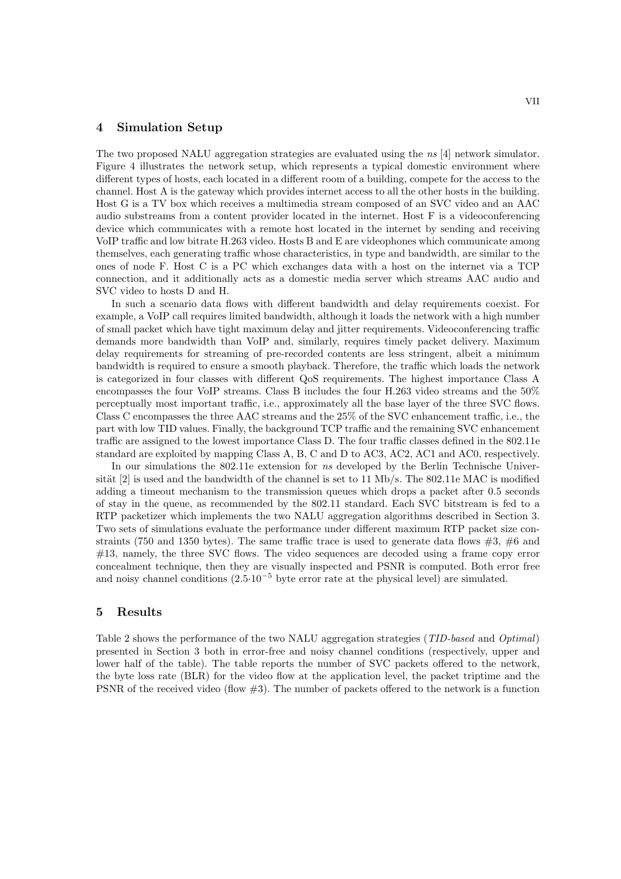## 4 Simulation Setup

The two proposed NALU aggregation strategies are evaluated using the *ns* [4] network simulator. Figure 4 illustrates the network setup, which represents a typical domestic environment where different types of hosts, each located in a different room of a building, compete for the access to the channel. Host A is the gateway which provides internet access to all the other hosts in the building. Host G is a TV box which receives a multimedia stream composed of an SVC video and an AAC audio substreams from a content provider located in the internet. Host F is a videoconferencing device which communicates with a remote host located in the internet by sending and receiving VoIP traffic and low bitrate H.263 video. Hosts B and E are videophones which communicate among themselves, each generating traffic whose characteristics, in type and bandwidth, are similar to the ones of node F. Host C is a PC which exchanges data with a host on the internet via a TCP connection, and it additionally acts as a domestic media server which streams AAC audio and SVC video to hosts D and H.

In such a scenario data flows with different bandwidth and delay requirements coexist. For example, a VoIP call requires limited bandwidth, although it loads the network with a high number of small packet which have tight maximum delay and jitter requirements. Videoconferencing traffic demands more bandwidth than VoIP and, similarly, requires timely packet delivery. Maximum delay requirements for streaming of pre-recorded contents are less stringent, albeit a minimum bandwidth is required to ensure a smooth playback. Therefore, the traffic which loads the network is categorized in four classes with different QoS requirements. The highest importance Class A encompasses the four VoIP streams. Class B includes the four H.263 video streams and the 50% perceptually most important traffic, i.e., approximately all the base layer of the three SVC flows. Class C encompasses the three AAC streams and the 25% of the SVC enhancement traffic, i.e., the part with low TID values. Finally, the background TCP traffic and the remaining SVC enhancement traffic are assigned to the lowest importance Class D. The four traffic classes defined in the 802.11e standard are exploited by mapping Class A, B, C and D to AC3, AC2, AC1 and AC0, respectively.

In our simulations the 802.11e extension for *ns* developed by the Berlin Technische Universität [2] is used and the bandwidth of the channel is set to 11 Mb/s. The 802.11e MAC is modified adding a timeout mechanism to the transmission queues which drops a packet after 0.5 seconds of stay in the queue, as recommended by the 802.11 standard. Each SVC bitstream is fed to a RTP packetizer which implements the two NALU aggregation algorithms described in Section 3. Two sets of simulations evaluate the performance under different maximum RTP packet size constraints (750 and 1350 bytes). The same traffic trace is used to generate data flows #3, #6 and #13, namely, the three SVC flows. The video sequences are decoded using a frame copy error concealment technique, then they are visually inspected and PSNR is computed. Both error free and noisy channel conditions ($2.5 \cdot 10^{-5}$ byte error rate at the physical level) are simulated.

## 5 Results

Table 2 shows the performance of the two NALU aggregation strategies (*TID-based* and *Optimal*) presented in Section 3 both in error-free and noisy channel conditions (respectively, upper and lower half of the table). The table reports the number of SVC packets offered to the network, the byte loss rate (BLR) for the video flow at the application level, the packet triptime and the PSNR of the received video (flow #3). The number of packets offered to the network is a function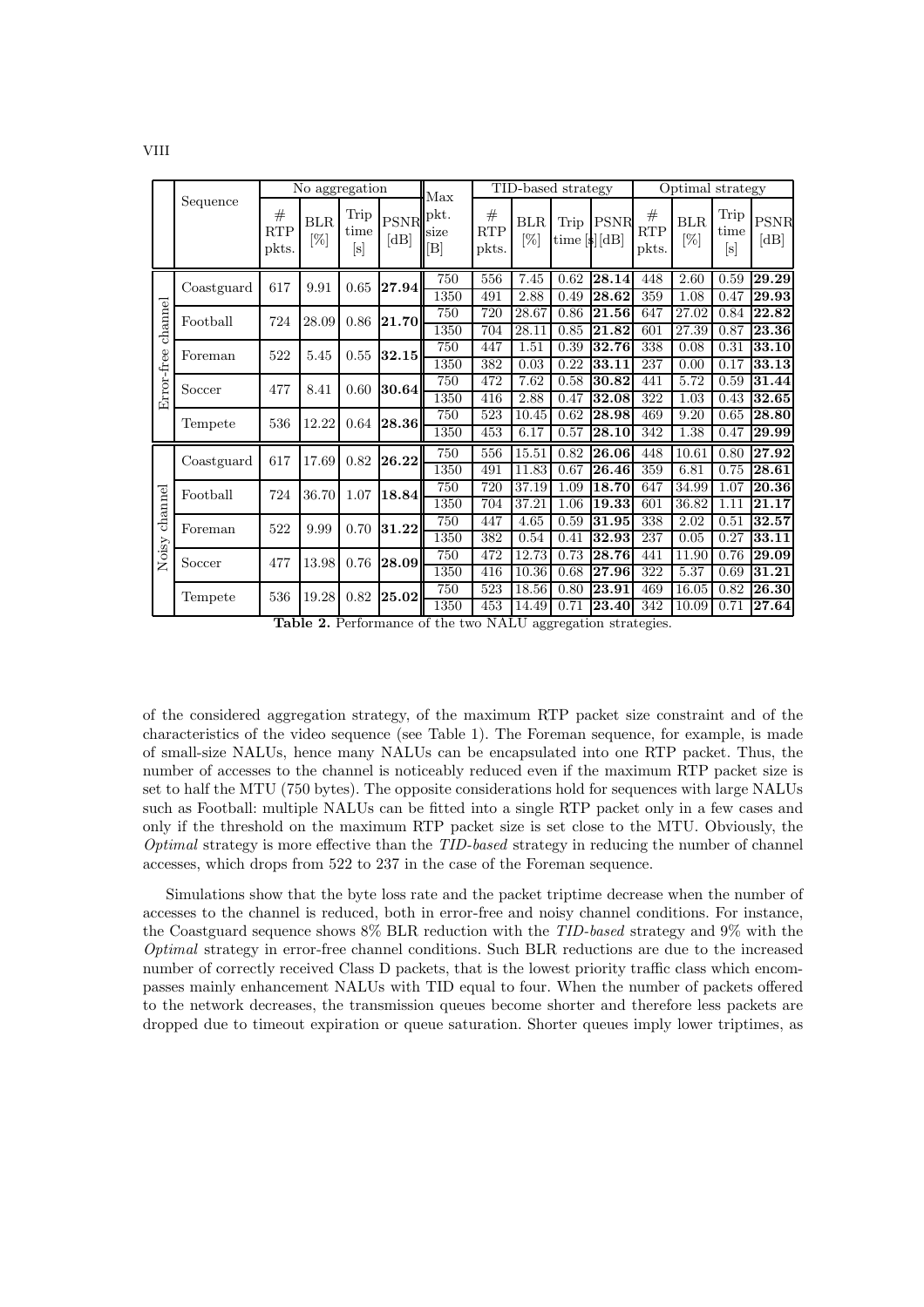| | Sequence | No aggregation | | | | Max pkt. size [B] | TID-based strategy | | | | Optimal strategy | | | |
|---|---|---|---|---|---|---|---|---|---|---|---|---|---|---|
| | | # RTP pkts. | BLR [%] | Trip time [s] | PSNR [dB] | | # RTP pkts. | BLR [%] | Trip time [s] | PSNR [dB] | # RTP pkts. | BLR [%] | Trip time [s] | PSNR [dB] |
| Error-free channel | Coastguard | 617 | 9.91 | 0.65 | **27.94** | 750 | 556 | 7.45 | 0.62 | **28.14** | 448 | 2.60 | 0.59 | **29.29** |
| | | | | | | 1350 | 491 | 2.88 | 0.49 | **28.62** | 359 | 1.08 | 0.47 | **29.93** |
| | Football | 724 | 28.09 | 0.86 | **21.70** | 750 | 720 | 28.67 | 0.86 | **21.56** | 647 | 27.02 | 0.84 | **22.82** |
| | | | | | | 1350 | 704 | 28.11 | 0.85 | **21.82** | 601 | 27.39 | 0.87 | **23.36** |
| | Foreman | 522 | 5.45 | 0.55 | **32.15** | 750 | 447 | 1.51 | 0.39 | **32.76** | 338 | 0.08 | 0.31 | **33.10** |
| | | | | | | 1350 | 382 | 0.03 | 0.22 | **33.11** | 237 | 0.00 | 0.17 | **33.13** |
| | Soccer | 477 | 8.41 | 0.60 | **30.64** | 750 | 472 | 7.62 | 0.58 | **30.82** | 441 | 5.72 | 0.59 | **31.44** |
| | | | | | | 1350 | 416 | 2.88 | 0.47 | **32.08** | 322 | 1.03 | 0.43 | **32.65** |
| | Tempete | 536 | 12.22 | 0.64 | **28.36** | 750 | 523 | 10.45 | 0.62 | **28.98** | 469 | 9.20 | 0.65 | **28.80** |
| | | | | | | 1350 | 453 | 6.17 | 0.57 | **28.10** | 342 | 1.38 | 0.47 | **29.99** |
| Noisy channel | Coastguard | 617 | 17.69 | 0.82 | **26.22** | 750 | 556 | 15.51 | 0.82 | **26.06** | 448 | 10.61 | 0.80 | **27.92** |
| | | | | | | 1350 | 491 | 11.83 | 0.67 | **26.46** | 359 | 6.81 | 0.75 | **28.61** |
| | Football | 724 | 36.70 | 1.07 | **18.84** | 750 | 720 | 37.19 | 1.09 | **18.70** | 647 | 34.99 | 1.07 | **20.36** |
| | | | | | | 1350 | 704 | 37.21 | 1.06 | **19.33** | 601 | 36.82 | 1.11 | **21.17** |
| | Foreman | 522 | 9.99 | 0.70 | **31.22** | 750 | 447 | 4.65 | 0.59 | **31.95** | 338 | 2.02 | 0.51 | **32.57** |
| | | | | | | 1350 | 382 | 0.54 | 0.41 | **32.93** | 237 | 0.05 | 0.27 | **33.11** |
| | Soccer | 477 | 13.98 | 0.76 | **28.09** | 750 | 472 | 12.73 | 0.73 | **28.76** | 441 | 11.90 | 0.76 | **29.09** |
| | | | | | | 1350 | 416 | 10.36 | 0.68 | **27.96** | 322 | 5.37 | 0.69 | **31.21** |
| | Tempete | 536 | 19.28 | 0.82 | **25.02** | 750 | 523 | 18.56 | 0.80 | **23.91** | 469 | 16.05 | 0.82 | **26.30** |
| | | | | | | 1350 | 453 | 14.49 | 0.71 | **23.40** | 342 | 10.09 | 0.71 | **27.64** |

**Table 2.** Performance of the two NALU aggregation strategies.

of the considered aggregation strategy, of the maximum RTP packet size constraint and of the characteristics of the video sequence (see Table 1). The Foreman sequence, for example, is made of small-size NALUs, hence many NALUs can be encapsulated into one RTP packet. Thus, the number of accesses to the channel is noticeably reduced even if the maximum RTP packet size is set to half the MTU (750 bytes). The opposite considerations hold for sequences with large NALUs such as Football: multiple NALUs can be fitted into a single RTP packet only in a few cases and only if the threshold on the maximum RTP packet size is set close to the MTU. Obviously, the *Optimal* strategy is more effective than the *TID-based* strategy in reducing the number of channel accesses, which drops from 522 to 237 in the case of the Foreman sequence.

Simulations show that the byte loss rate and the packet triptime decrease when the number of accesses to the channel is reduced, both in error-free and noisy channel conditions. For instance, the Coastguard sequence shows 8% BLR reduction with the *TID-based* strategy and 9% with the *Optimal* strategy in error-free channel conditions. Such BLR reductions are due to the increased number of correctly received Class D packets, that is the lowest priority traffic class which encompasses mainly enhancement NALUs with TID equal to four. When the number of packets offered to the network decreases, the transmission queues become shorter and therefore less packets are dropped due to timeout expiration or queue saturation. Shorter queues imply lower triptimes, as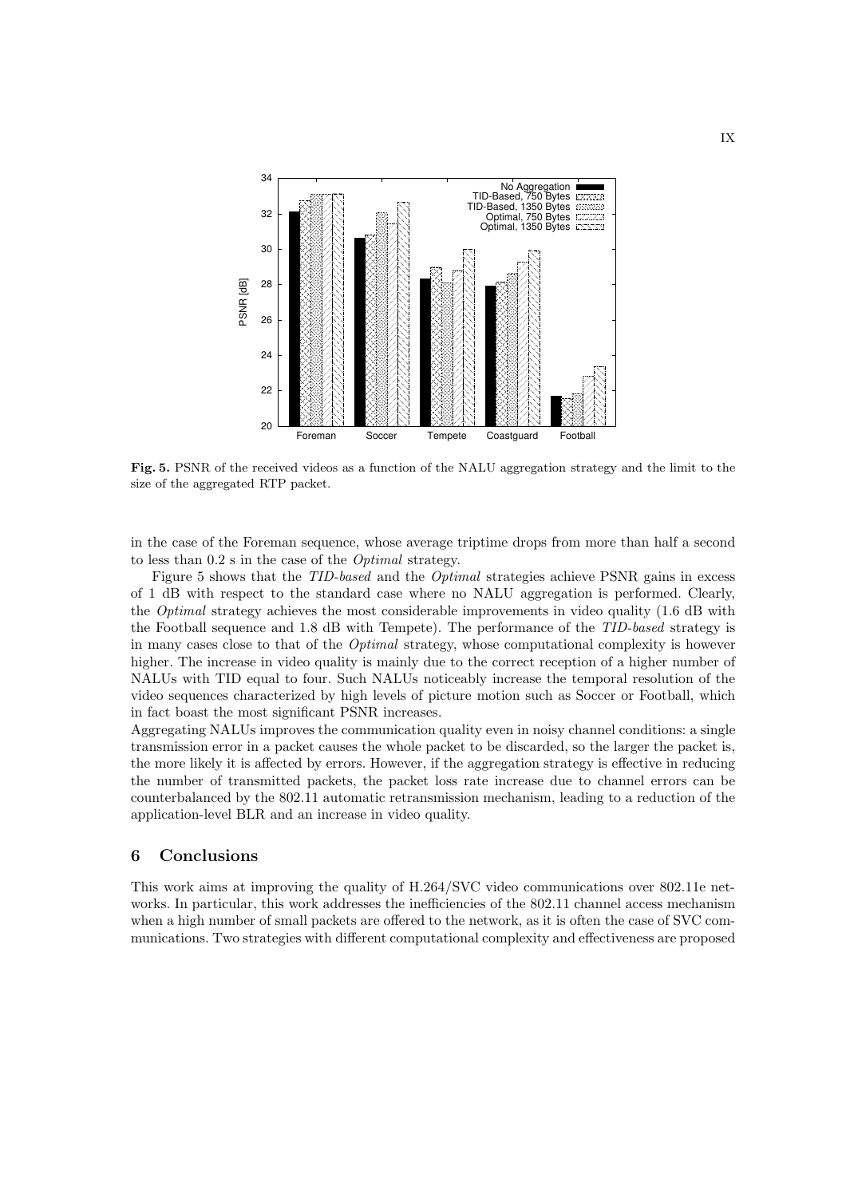Fig. 5. PSNR of the received videos as a function of the NALU aggregation strategy and the limit to the size of the aggregated RTP packet.

in the case of the Foreman sequence, whose average triptime drops from more than half a second to less than 0.2 s in the case of the *Optimal* strategy.

Figure 5 shows that the *TID-based* and the *Optimal* strategies achieve PSNR gains in excess of 1 dB with respect to the standard case where no NALU aggregation is performed. Clearly, the *Optimal* strategy achieves the most considerable improvements in video quality (1.6 dB with the Football sequence and 1.8 dB with Tempete). The performance of the *TID-based* strategy is in many cases close to that of the *Optimal* strategy, whose computational complexity is however higher. The increase in video quality is mainly due to the correct reception of a higher number of NALUs with TID equal to four. Such NALUs noticeably increase the temporal resolution of the video sequences characterized by high levels of picture motion such as Soccer or Football, which in fact boast the most significant PSNR increases.

Aggregating NALUs improves the communication quality even in noisy channel conditions: a single transmission error in a packet causes the whole packet to be discarded, so the larger the packet is, the more likely it is affected by errors. However, if the aggregation strategy is effective in reducing the number of transmitted packets, the packet loss rate increase due to channel errors can be counterbalanced by the 802.11 automatic retransmission mechanism, leading to a reduction of the application-level BLR and an increase in video quality.

## 6 Conclusions

This work aims at improving the quality of H.264/SVC video communications over 802.11e networks. In particular, this work addresses the inefficiencies of the 802.11 channel access mechanism when a high number of small packets are offered to the network, as it is often the case of SVC communications. Two strategies with different computational complexity and effectiveness are proposed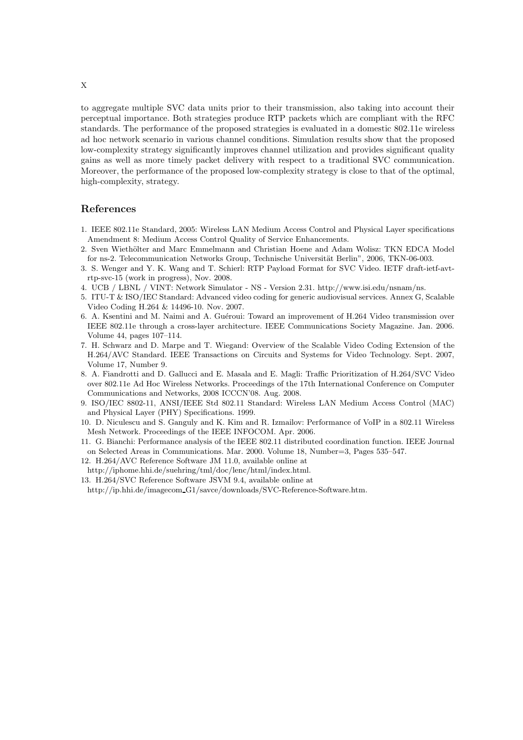to aggregate multiple SVC data units prior to their transmission, also taking into account their perceptual importance. Both strategies produce RTP packets which are compliant with the RFC standards. The performance of the proposed strategies is evaluated in a domestic 802.11e wireless ad hoc network scenario in various channel conditions. Simulation results show that the proposed low-complexity strategy significantly improves channel utilization and provides significant quality gains as well as more timely packet delivery with respect to a traditional SVC communication. Moreover, the performance of the proposed low-complexity strategy is close to that of the optimal, high-complexity, strategy.

## References

1. IEEE 802.11e Standard, 2005: Wireless LAN Medium Access Control and Physical Layer specifications Amendment 8: Medium Access Control Quality of Service Enhancements.
2. Sven Wiethölter and Marc Emmelmann and Christian Hoene and Adam Wolisz: TKN EDCA Model for ns-2. Telecommunication Networks Group, Technische Universität Berlin", 2006, TKN-06-003.
3. S. Wenger and Y. K. Wang and T. Schierl: RTP Payload Format for SVC Video. IETF draft-ietf-avt-rtp-svc-15 (work in progress), Nov. 2008.
4. UCB / LBNL / VINT: Network Simulator - NS - Version 2.31. http://www.isi.edu/nsnam/ns.
5. ITU-T & ISO/IEC Standard: Advanced video coding for generic audiovisual services. Annex G, Scalable Video Coding H.264 & 14496-10. Nov. 2007.
6. A. Ksentini and M. Naimi and A. Guéroui: Toward an improvement of H.264 Video transmission over IEEE 802.11e through a cross-layer architecture. IEEE Communications Society Magazine. Jan. 2006. Volume 44, pages 107–114.
7. H. Schwarz and D. Marpe and T. Wiegand: Overview of the Scalable Video Coding Extension of the H.264/AVC Standard. IEEE Transactions on Circuits and Systems for Video Technology. Sept. 2007, Volume 17, Number 9.
8. A. Fiandrotti and D. Gallucci and E. Masala and E. Magli: Traffic Prioritization of H.264/SVC Video over 802.11e Ad Hoc Wireless Networks. Proceedings of the 17th International Conference on Computer Communications and Networks, 2008 ICCCN'08. Aug. 2008.
9. ISO/IEC 8802-11, ANSI/IEEE Std 802.11 Standard: Wireless LAN Medium Access Control (MAC) and Physical Layer (PHY) Specifications. 1999.
10. D. Niculescu and S. Ganguly and K. Kim and R. Izmailov: Performance of VoIP in a 802.11 Wireless Mesh Network. Proceedings of the IEEE INFOCOM. Apr. 2006.
11. G. Bianchi: Performance analysis of the IEEE 802.11 distributed coordination function. IEEE Journal on Selected Areas in Communications. Mar. 2000. Volume 18, Number=3, Pages 535–547.
12. H.264/AVC Reference Software JM 11.0, available online at http://iphome.hhi.de/suehring/tml/doc/lenc/html/index.html.
13. H.264/SVC Reference Software JSVM 9.4, available online at http://ip.hhi.de/imagecom_G1/savce/downloads/SVC-Reference-Software.htm.